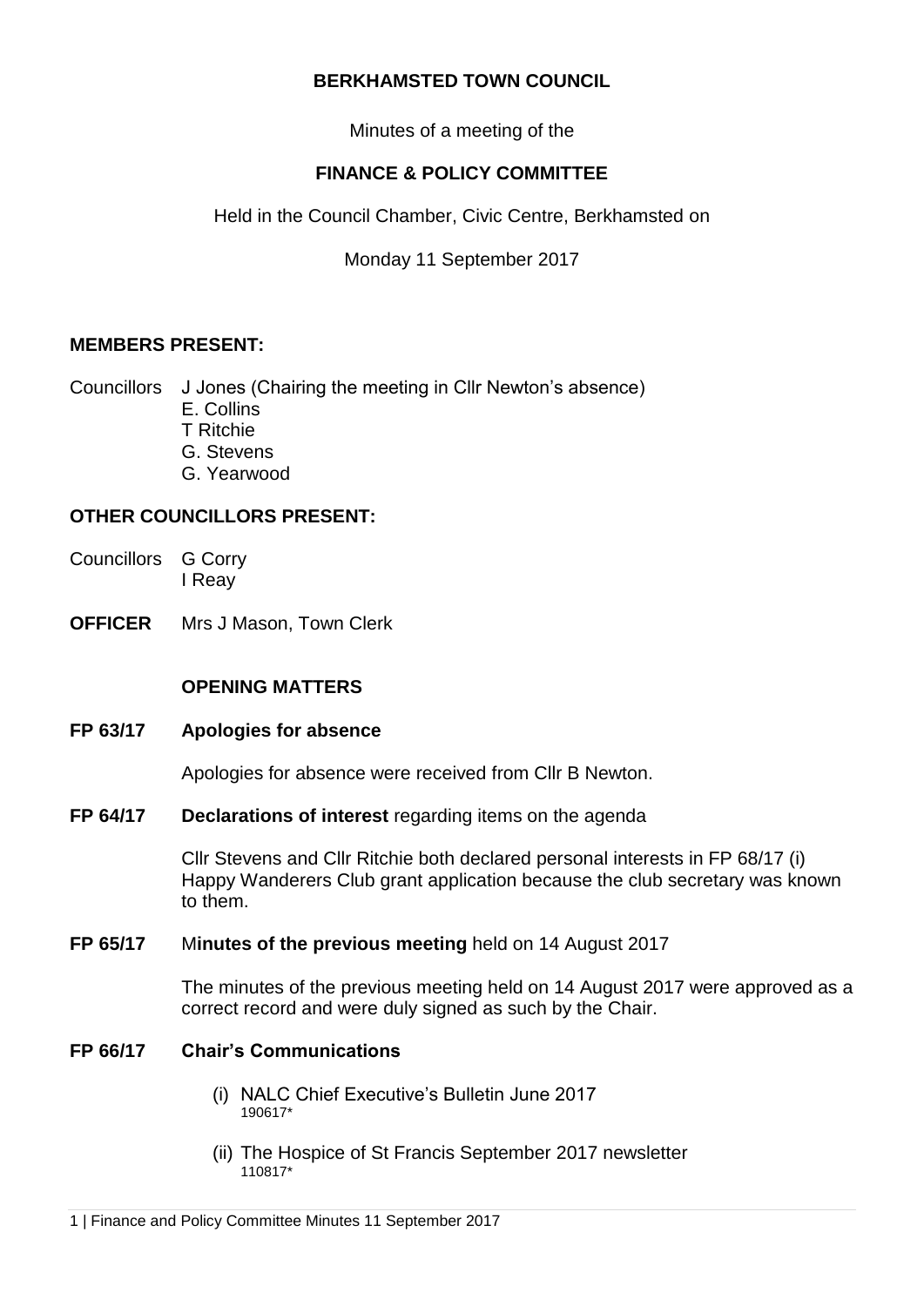# BERKHAMSTED TOWN COUNCIL

Minutes of a meeting of the

## FINANCE & POLICY COMMITTEE

Held in the Council Chamber, Civic Centre, Berkhamsted on

Monday 11 September 2017

**MEMBERS PRESENT:**

Councillors J Jones (Chairing the meeting in Cllr Newton's absence)
E. Collins
T Ritchie
G. Stevens
G. Yearwood

**OTHER COUNCILLORS PRESENT:**

Councillors G Corry
I Reay

**OFFICER** Mrs J Mason, Town Clerk

**OPENING MATTERS**

**FP 63/17 Apologies for absence**

Apologies for absence were received from Cllr B Newton.

**FP 64/17 Declarations of interest** regarding items on the agenda

Cllr Stevens and Cllr Ritchie both declared personal interests in FP 68/17 (i) Happy Wanderers Club grant application because the club secretary was known to them.

**FP 65/17** M**inutes of the previous meeting** held on 14 August 2017

The minutes of the previous meeting held on 14 August 2017 were approved as a correct record and were duly signed as such by the Chair.

**FP 66/17 Chair's Communications**

(i) NALC Chief Executive's Bulletin June 2017
190617*

(ii) The Hospice of St Francis September 2017 newsletter
110817*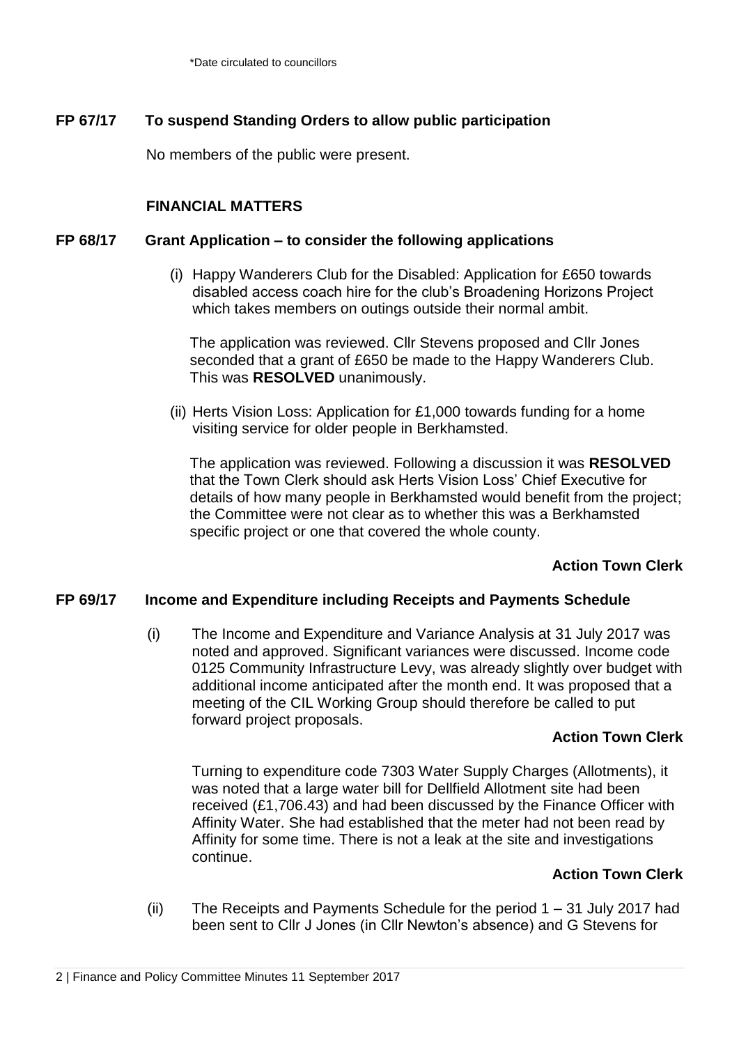\*Date circulated to councillors

**FP 67/17 To suspend Standing Orders to allow public participation**

No members of the public were present.

**FINANCIAL MATTERS**

**FP 68/17 Grant Application – to consider the following applications**

(i) Happy Wanderers Club for the Disabled: Application for £650 towards disabled access coach hire for the club's Broadening Horizons Project which takes members on outings outside their normal ambit.

The application was reviewed. Cllr Stevens proposed and Cllr Jones seconded that a grant of £650 be made to the Happy Wanderers Club. This was **RESOLVED** unanimously.

(ii) Herts Vision Loss: Application for £1,000 towards funding for a home visiting service for older people in Berkhamsted.

The application was reviewed. Following a discussion it was **RESOLVED** that the Town Clerk should ask Herts Vision Loss' Chief Executive for details of how many people in Berkhamsted would benefit from the project; the Committee were not clear as to whether this was a Berkhamsted specific project or one that covered the whole county.

**Action Town Clerk**

**FP 69/17 Income and Expenditure including Receipts and Payments Schedule**

(i) The Income and Expenditure and Variance Analysis at 31 July 2017 was noted and approved. Significant variances were discussed. Income code 0125 Community Infrastructure Levy, was already slightly over budget with additional income anticipated after the month end. It was proposed that a meeting of the CIL Working Group should therefore be called to put forward project proposals.

**Action Town Clerk**

Turning to expenditure code 7303 Water Supply Charges (Allotments), it was noted that a large water bill for Dellfield Allotment site had been received (£1,706.43) and had been discussed by the Finance Officer with Affinity Water. She had established that the meter had not been read by Affinity for some time. There is not a leak at the site and investigations continue.

**Action Town Clerk**

(ii) The Receipts and Payments Schedule for the period 1 – 31 July 2017 had been sent to Cllr J Jones (in Cllr Newton's absence) and G Stevens for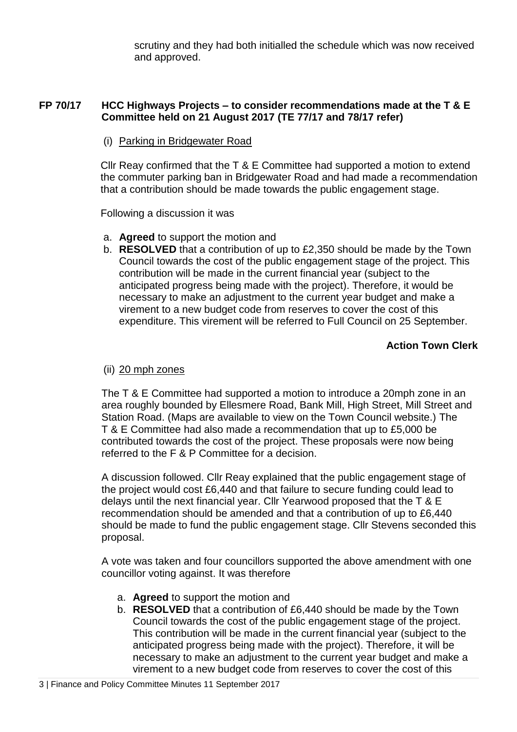scrutiny and they had both initialled the schedule which was now received and approved.

**FP 70/17 HCC Highways Projects – to consider recommendations made at the T & E Committee held on 21 August 2017 (TE 77/17 and 78/17 refer)**

(i) Parking in Bridgewater Road

Cllr Reay confirmed that the T & E Committee had supported a motion to extend the commuter parking ban in Bridgewater Road and had made a recommendation that a contribution should be made towards the public engagement stage.

Following a discussion it was

a. **Agreed** to support the motion and
b. **RESOLVED** that a contribution of up to £2,350 should be made by the Town Council towards the cost of the public engagement stage of the project. This contribution will be made in the current financial year (subject to the anticipated progress being made with the project). Therefore, it would be necessary to make an adjustment to the current year budget and make a virement to a new budget code from reserves to cover the cost of this expenditure. This virement will be referred to Full Council on 25 September.

**Action Town Clerk**

(ii) 20 mph zones

The T & E Committee had supported a motion to introduce a 20mph zone in an area roughly bounded by Ellesmere Road, Bank Mill, High Street, Mill Street and Station Road. (Maps are available to view on the Town Council website.) The T & E Committee had also made a recommendation that up to £5,000 be contributed towards the cost of the project. These proposals were now being referred to the F & P Committee for a decision.

A discussion followed. Cllr Reay explained that the public engagement stage of the project would cost £6,440 and that failure to secure funding could lead to delays until the next financial year. Cllr Yearwood proposed that the T & E recommendation should be amended and that a contribution of up to £6,440 should be made to fund the public engagement stage. Cllr Stevens seconded this proposal.

A vote was taken and four councillors supported the above amendment with one councillor voting against. It was therefore

a. **Agreed** to support the motion and
b. **RESOLVED** that a contribution of £6,440 should be made by the Town Council towards the cost of the public engagement stage of the project. This contribution will be made in the current financial year (subject to the anticipated progress being made with the project). Therefore, it will be necessary to make an adjustment to the current year budget and make a virement to a new budget code from reserves to cover the cost of this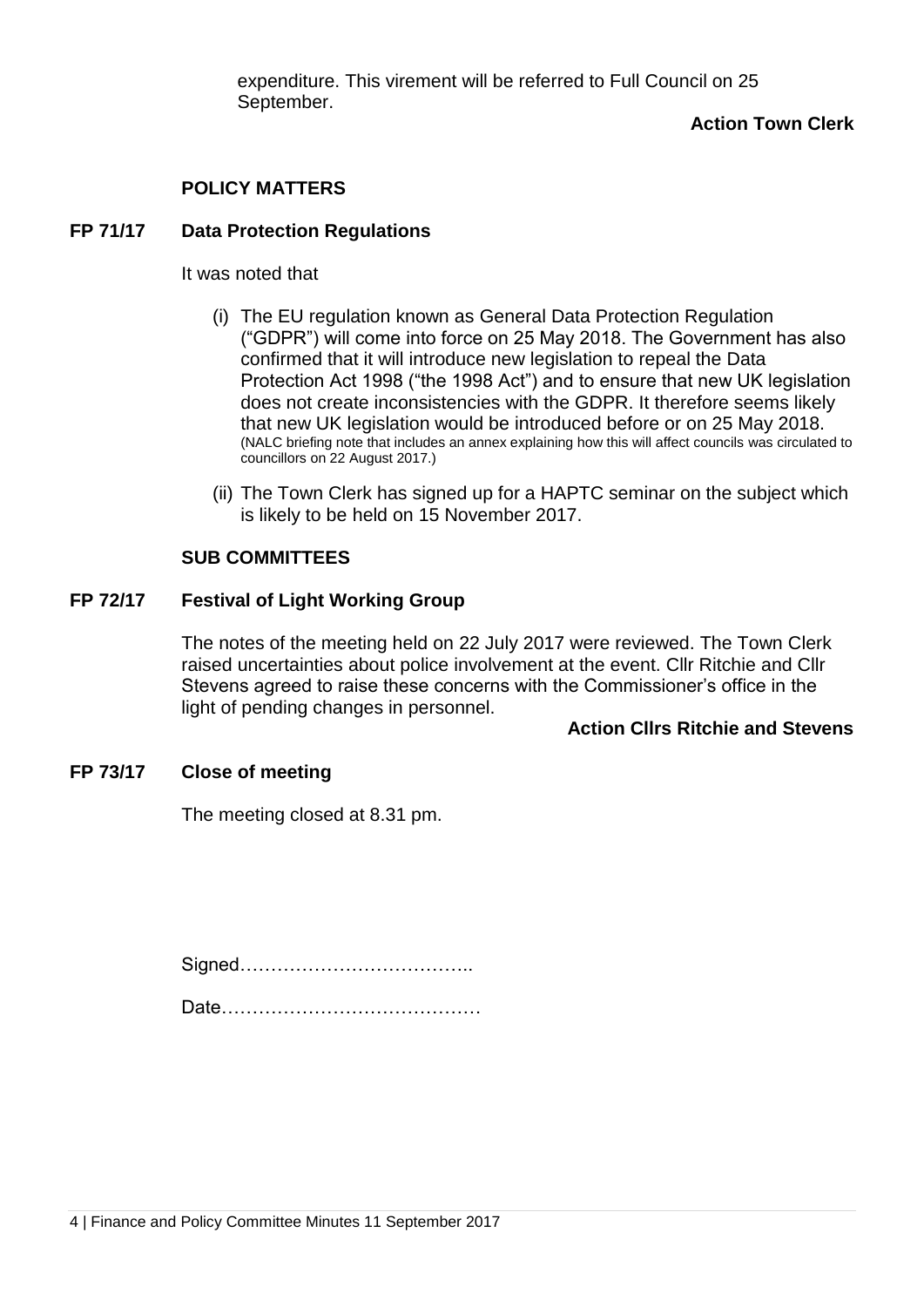expenditure. This virement will be referred to Full Council on 25 September.

**Action Town Clerk**

## POLICY MATTERS

### FP 71/17 Data Protection Regulations

It was noted that

(i) The EU regulation known as General Data Protection Regulation ("GDPR") will come into force on 25 May 2018. The Government has also confirmed that it will introduce new legislation to repeal the Data Protection Act 1998 ("the 1998 Act") and to ensure that new UK legislation does not create inconsistencies with the GDPR. It therefore seems likely that new UK legislation would be introduced before or on 25 May 2018. (NALC briefing note that includes an annex explaining how this will affect councils was circulated to councillors on 22 August 2017.)

(ii) The Town Clerk has signed up for a HAPTC seminar on the subject which is likely to be held on 15 November 2017.

## SUB COMMITTEES

### FP 72/17 Festival of Light Working Group

The notes of the meeting held on 22 July 2017 were reviewed. The Town Clerk raised uncertainties about police involvement at the event. Cllr Ritchie and Cllr Stevens agreed to raise these concerns with the Commissioner's office in the light of pending changes in personnel.

**Action Cllrs Ritchie and Stevens**

### FP 73/17 Close of meeting

The meeting closed at 8.31 pm.

Signed………………………………..

Date……………………………………